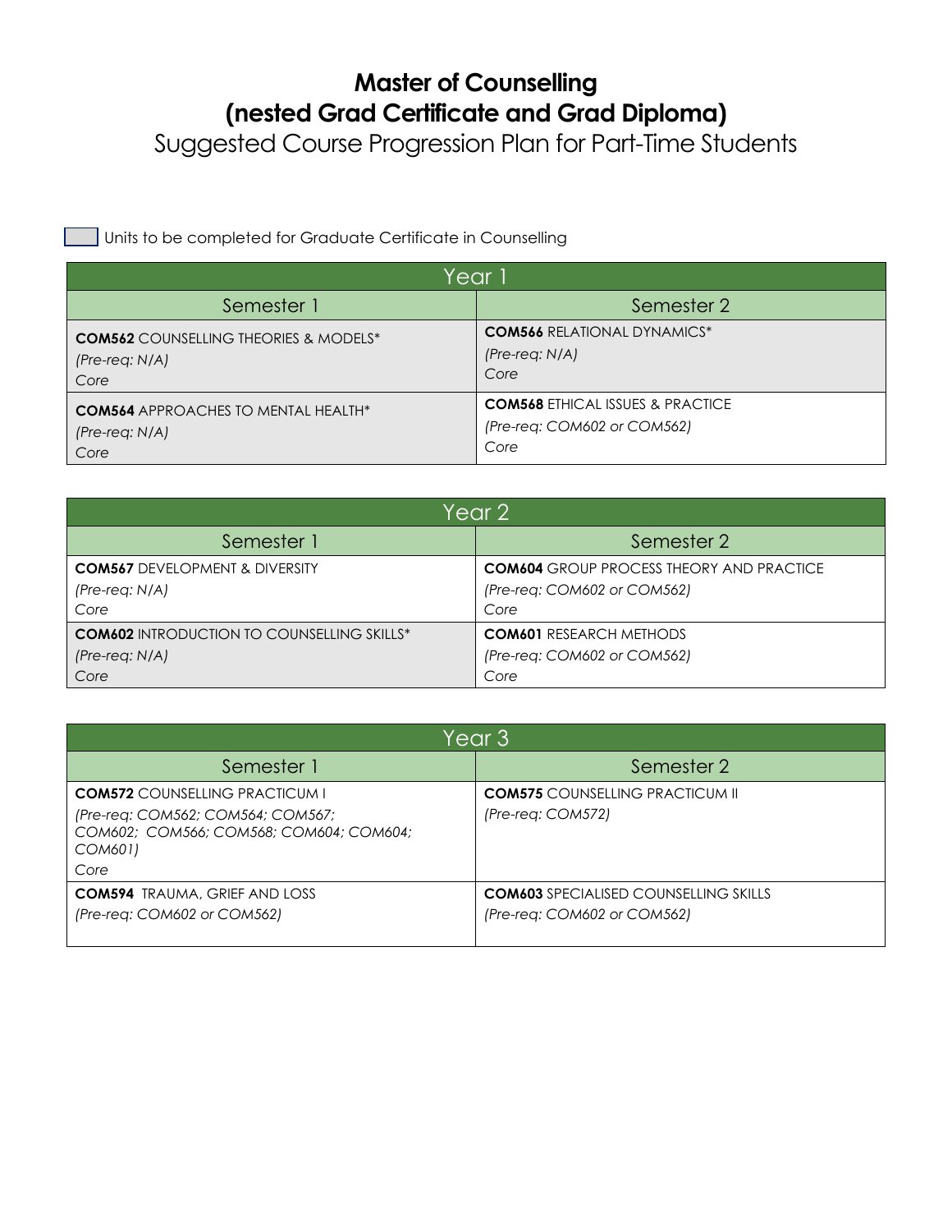# Master of Counselling
# (nested Grad Certificate and Grad Diploma)

## Suggested Course Progression Plan for Part-Time Students

Units to be completed for Graduate Certificate in Counselling

| Year 1 | |
|---|---|
| **Semester 1** | **Semester 2** |
| **COM562** COUNSELLING THEORIES & MODELS*<br>*(Pre-req: N/A)*<br>*Core* | **COM566** RELATIONAL DYNAMICS*<br>*(Pre-req: N/A)*<br>*Core* |
| **COM564** APPROACHES TO MENTAL HEALTH*<br>*(Pre-req: N/A)*<br>*Core* | **COM568** ETHICAL ISSUES & PRACTICE<br>*(Pre-req: COM602 or COM562)*<br>*Core* |

| Year 2 | |
|---|---|
| **Semester 1** | **Semester 2** |
| **COM567** DEVELOPMENT & DIVERSITY<br>*(Pre-req: N/A)*<br>*Core* | **COM604** GROUP PROCESS THEORY AND PRACTICE<br>*(Pre-req: COM602 or COM562)*<br>*Core* |
| **COM602** INTRODUCTION TO COUNSELLING SKILLS*<br>*(Pre-req: N/A)*<br>*Core* | **COM601** RESEARCH METHODS<br>*(Pre-req: COM602 or COM562)*<br>*Core* |

| Year 3 | |
|---|---|
| **Semester 1** | **Semester 2** |
| **COM572** COUNSELLING PRACTICUM I<br>*(Pre-req: COM562; COM564; COM567; COM602; COM566; COM568; COM604; COM601)*<br>*Core* | **COM575** COUNSELLING PRACTICUM II<br>*(Pre-req: COM572)* |
| **COM594** TRAUMA, GRIEF AND LOSS<br>*(Pre-req: COM602 or COM562)* | **COM603** SPECIALISED COUNSELLING SKILLS<br>*(Pre-req: COM602 or COM562)* |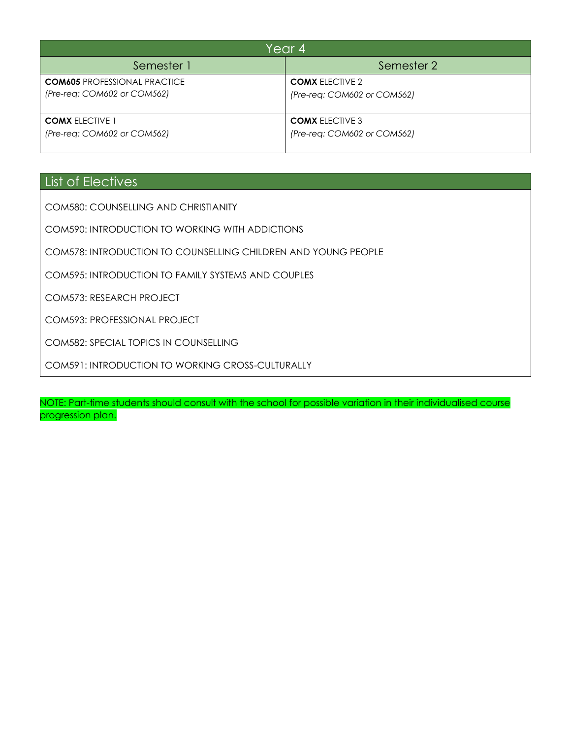| Year 4 | |
|---|---|
| **Semester 1** | **Semester 2** |
| **COM605** PROFESSIONAL PRACTICE *(Pre-req: COM602 or COM562)* | **COMX** ELECTIVE 2 *(Pre-req: COM602 or COM562)* |
| **COMX** ELECTIVE 1 *(Pre-req: COM602 or COM562)* | **COMX** ELECTIVE 3 *(Pre-req: COM602 or COM562)* |

## List of Electives

COM580: COUNSELLING AND CHRISTIANITY

COM590: INTRODUCTION TO WORKING WITH ADDICTIONS

COM578: INTRODUCTION TO COUNSELLING CHILDREN AND YOUNG PEOPLE

COM595: INTRODUCTION TO FAMILY SYSTEMS AND COUPLES

COM573: RESEARCH PROJECT

COM593: PROFESSIONAL PROJECT

COM582: SPECIAL TOPICS IN COUNSELLING

COM591: INTRODUCTION TO WORKING CROSS-CULTURALLY

NOTE: Part-time students should consult with the school for possible variation in their individualised course progression plan.